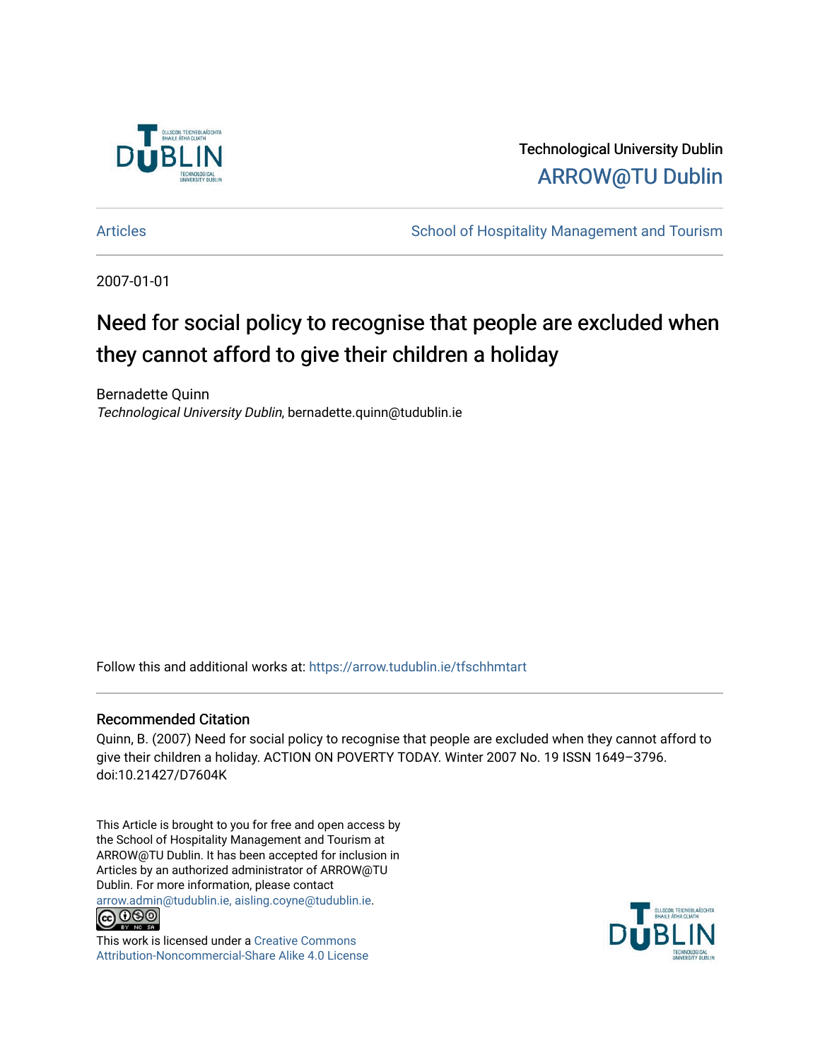Technological University Dublin

ARROW@TU Dublin

Articles

School of Hospitality Management and Tourism

2007-01-01

# Need for social policy to recognise that people are excluded when they cannot afford to give their children a holiday

Bernadette Quinn

*Technological University Dublin*, bernadette.quinn@tudublin.ie

Follow this and additional works at: https://arrow.tudublin.ie/tfschhmtart

## Recommended Citation

Quinn, B. (2007) Need for social policy to recognise that people are excluded when they cannot afford to give their children a holiday. ACTION ON POVERTY TODAY. Winter 2007 No. 19 ISSN 1649–3796. doi:10.21427/D7604K

This Article is brought to you for free and open access by the School of Hospitality Management and Tourism at ARROW@TU Dublin. It has been accepted for inclusion in Articles by an authorized administrator of ARROW@TU Dublin. For more information, please contact arrow.admin@tudublin.ie, aisling.coyne@tudublin.ie.

This work is licensed under a Creative Commons Attribution-Noncommercial-Share Alike 4.0 License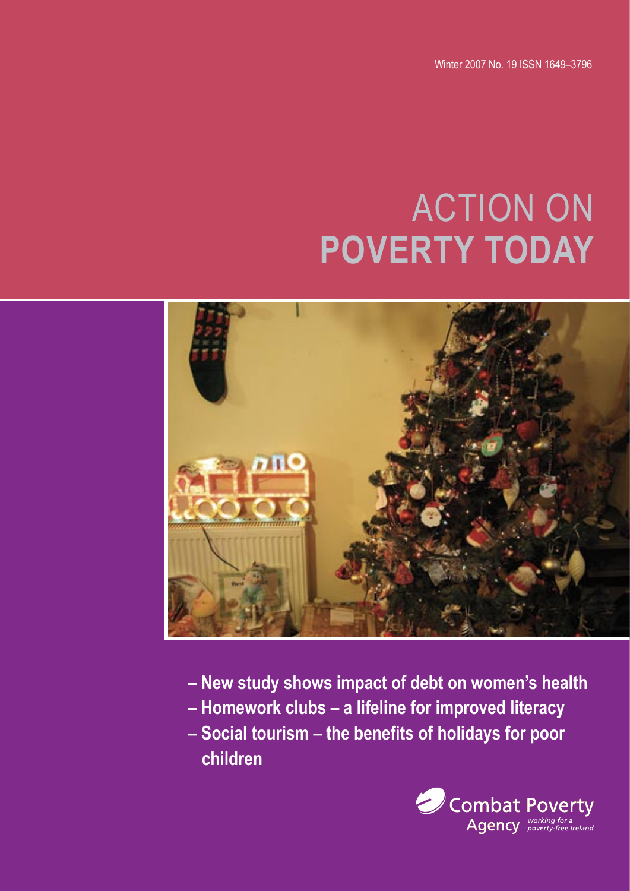Winter 2007 No. 19 ISSN 1649–3796

# ACTION ON **POVERTY TODAY**

- **New study shows impact of debt on women's health**
- **Homework clubs – a lifeline for improved literacy**
- **Social tourism – the benefits of holidays for poor children**

Combat Poverty Agency *working for a poverty-free Ireland*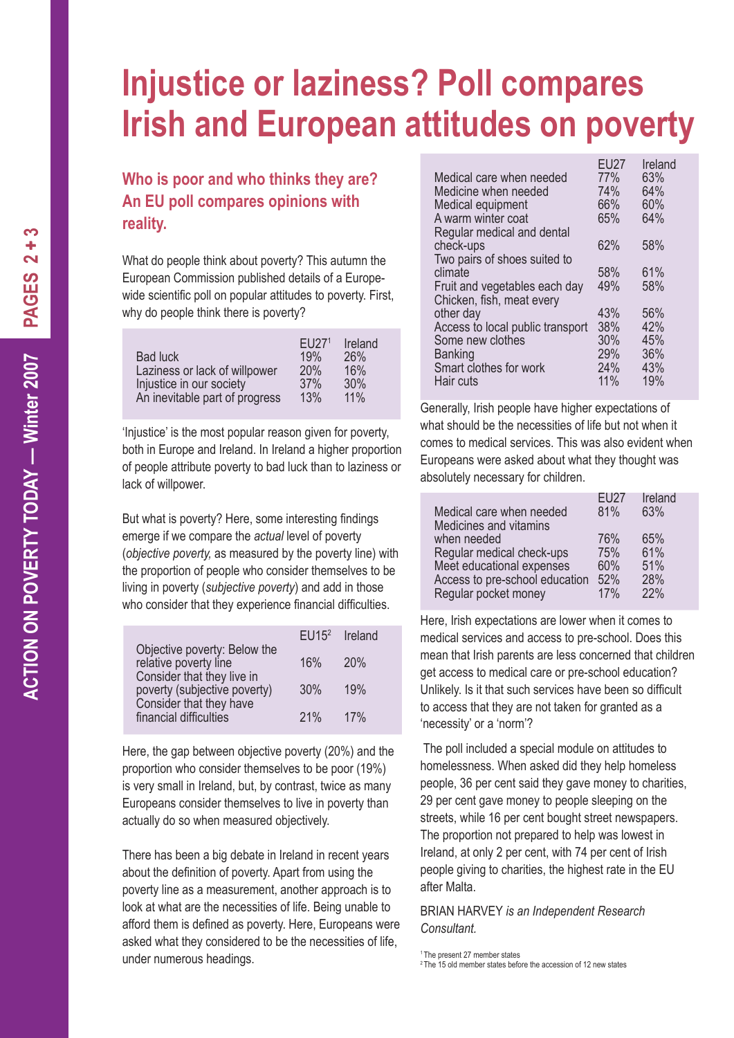# Injustice or laziness? Poll compares Irish and European attitudes on poverty

## Who is poor and who thinks they are? An EU poll compares opinions with reality.

What do people think about poverty? This autumn the European Commission published details of a Europe-wide scientific poll on popular attitudes to poverty. First, why do people think there is poverty?

| | EU27[1] | Ireland |
|---|---|---|
| Bad luck | 19% | 26% |
| Laziness or lack of willpower | 20% | 16% |
| Injustice in our society | 37% | 30% |
| An inevitable part of progress | 13% | 11% |

'Injustice' is the most popular reason given for poverty, both in Europe and Ireland. In Ireland a higher proportion of people attribute poverty to bad luck than to laziness or lack of willpower.

But what is poverty? Here, some interesting findings emerge if we compare the *actual* level of poverty (*objective poverty,* as measured by the poverty line) with the proportion of people who consider themselves to be living in poverty (*subjective poverty*) and add in those who consider that they experience financial difficulties.

| | EU15[2] | Ireland |
|---|---|---|
| Objective poverty: Below the relative poverty line | 16% | 20% |
| Consider that they live in poverty (subjective poverty) | 30% | 19% |
| Consider that they have financial difficulties | 21% | 17% |

Here, the gap between objective poverty (20%) and the proportion who consider themselves to be poor (19%) is very small in Ireland, but, by contrast, twice as many Europeans consider themselves to live in poverty than actually do so when measured objectively.

There has been a big debate in Ireland in recent years about the definition of poverty. Apart from using the poverty line as a measurement, another approach is to look at what are the necessities of life. Being unable to afford them is defined as poverty. Here, Europeans were asked what they considered to be the necessities of life, under numerous headings.

| | EU27 | Ireland |
|---|---|---|
| Medical care when needed | 77% | 63% |
| Medicine when needed | 74% | 64% |
| Medical equipment | 66% | 60% |
| A warm winter coat | 65% | 64% |
| Regular medical and dental check-ups | 62% | 58% |
| Two pairs of shoes suited to climate | 58% | 61% |
| Fruit and vegetables each day | 49% | 58% |
| Chicken, fish, meat every other day | 43% | 56% |
| Access to local public transport | 38% | 42% |
| Some new clothes | 30% | 45% |
| Banking | 29% | 36% |
| Smart clothes for work | 24% | 43% |
| Hair cuts | 11% | 19% |

Generally, Irish people have higher expectations of what should be the necessities of life but not when it comes to medical services. This was also evident when Europeans were asked about what they thought was absolutely necessary for children.

| | EU27 | Ireland |
|---|---|---|
| Medical care when needed | 81% | 63% |
| Medicines and vitamins when needed | 76% | 65% |
| Regular medical check-ups | 75% | 61% |
| Meet educational expenses | 60% | 51% |
| Access to pre-school education | 52% | 28% |
| Regular pocket money | 17% | 22% |

Here, Irish expectations are lower when it comes to medical services and access to pre-school. Does this mean that Irish parents are less concerned that children get access to medical care or pre-school education? Unlikely. Is it that such services have been so difficult to access that they are not taken for granted as a 'necessity' or a 'norm'?

The poll included a special module on attitudes to homelessness. When asked did they help homeless people, 36 per cent said they gave money to charities, 29 per cent gave money to people sleeping on the streets, while 16 per cent bought street newspapers. The proportion not prepared to help was lowest in Ireland, at only 2 per cent, with 74 per cent of Irish people giving to charities, the highest rate in the EU after Malta.

BRIAN HARVEY *is an Independent Research Consultant.*

[1] The present 27 member states
[2] The 15 old member states before the accession of 12 new states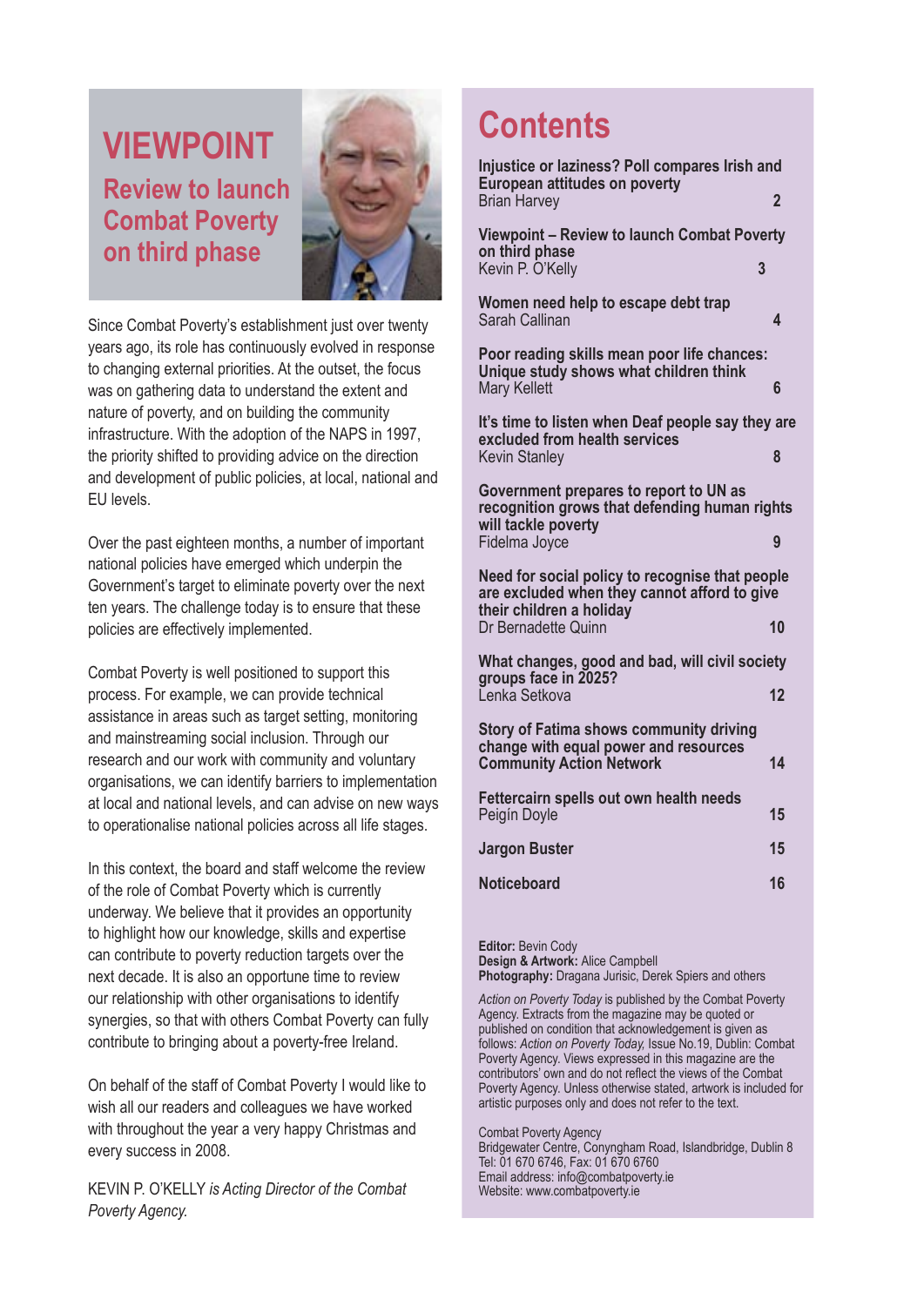# VIEWPOINT

## Review to launch Combat Poverty on third phase

Since Combat Poverty's establishment just over twenty years ago, its role has continuously evolved in response to changing external priorities. At the outset, the focus was on gathering data to understand the extent and nature of poverty, and on building the community infrastructure. With the adoption of the NAPS in 1997, the priority shifted to providing advice on the direction and development of public policies, at local, national and EU levels.

Over the past eighteen months, a number of important national policies have emerged which underpin the Government's target to eliminate poverty over the next ten years. The challenge today is to ensure that these policies are effectively implemented.

Combat Poverty is well positioned to support this process. For example, we can provide technical assistance in areas such as target setting, monitoring and mainstreaming social inclusion. Through our research and our work with community and voluntary organisations, we can identify barriers to implementation at local and national levels, and can advise on new ways to operationalise national policies across all life stages.

In this context, the board and staff welcome the review of the role of Combat Poverty which is currently underway. We believe that it provides an opportunity to highlight how our knowledge, skills and expertise can contribute to poverty reduction targets over the next decade. It is also an opportune time to review our relationship with other organisations to identify synergies, so that with others Combat Poverty can fully contribute to bringing about a poverty-free Ireland.

On behalf of the staff of Combat Poverty I would like to wish all our readers and colleagues we have worked with throughout the year a very happy Christmas and every success in 2008.

KEVIN P. O'KELLY *is Acting Director of the Combat Poverty Agency.*

# Contents

**Injustice or laziness? Poll compares Irish and European attitudes on poverty**
Brian Harvey — 2

**Viewpoint – Review to launch Combat Poverty on third phase**
Kevin P. O'Kelly — 3

**Women need help to escape debt trap**
Sarah Callinan — 4

**Poor reading skills mean poor life chances: Unique study shows what children think**
Mary Kellett — 6

**It's time to listen when Deaf people say they are excluded from health services**
Kevin Stanley — 8

**Government prepares to report to UN as recognition grows that defending human rights will tackle poverty**
Fidelma Joyce — 9

**Need for social policy to recognise that people are excluded when they cannot afford to give their children a holiday**
Dr Bernadette Quinn — 10

**What changes, good and bad, will civil society groups face in 2025?**
Lenka Setkova — 12

**Story of Fatima shows community driving change with equal power and resources**
**Community Action Network** — 14

**Fettercairn spells out own health needs**
Peigín Doyle — 15

**Jargon Buster** — 15

**Noticeboard** — 16

**Editor:** Bevin Cody
**Design & Artwork:** Alice Campbell
**Photography:** Dragana Jurisic, Derek Spiers and others

*Action on Poverty Today* is published by the Combat Poverty Agency. Extracts from the magazine may be quoted or published on condition that acknowledgement is given as follows: *Action on Poverty Today,* Issue No.19, Dublin: Combat Poverty Agency. Views expressed in this magazine are the contributors' own and do not reflect the views of the Combat Poverty Agency. Unless otherwise stated, artwork is included for artistic purposes only and does not refer to the text.

Combat Poverty Agency
Bridgewater Centre, Conyngham Road, Islandbridge, Dublin 8
Tel: 01 670 6746, Fax: 01 670 6760
Email address: info@combatpoverty.ie
Website: www.combatpoverty.ie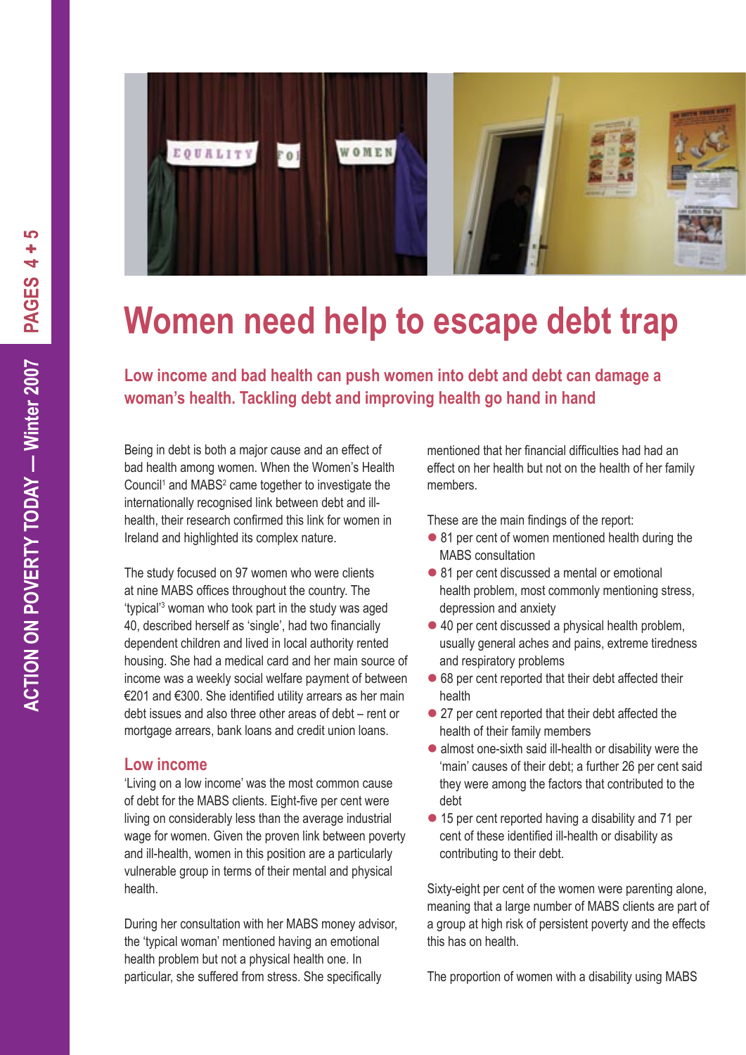# Women need help to escape debt trap

## Low income and bad health can push women into debt and debt can damage a woman's health. Tackling debt and improving health go hand in hand

Being in debt is both a major cause and an effect of bad health among women. When the Women's Health Council[1] and MABS[2] came together to investigate the internationally recognised link between debt and ill-health, their research confirmed this link for women in Ireland and highlighted its complex nature.

The study focused on 97 women who were clients at nine MABS offices throughout the country. The 'typical'[3] woman who took part in the study was aged 40, described herself as 'single', had two financially dependent children and lived in local authority rented housing. She had a medical card and her main source of income was a weekly social welfare payment of between €201 and €300. She identified utility arrears as her main debt issues and also three other areas of debt – rent or mortgage arrears, bank loans and credit union loans.

### Low income

'Living on a low income' was the most common cause of debt for the MABS clients. Eight-five per cent were living on considerably less than the average industrial wage for women. Given the proven link between poverty and ill-health, women in this position are a particularly vulnerable group in terms of their mental and physical health.

During her consultation with her MABS money advisor, the 'typical woman' mentioned having an emotional health problem but not a physical health one. In particular, she suffered from stress. She specifically mentioned that her financial difficulties had had an effect on her health but not on the health of her family members.

These are the main findings of the report:

- 81 per cent of women mentioned health during the MABS consultation
- 81 per cent discussed a mental or emotional health problem, most commonly mentioning stress, depression and anxiety
- 40 per cent discussed a physical health problem, usually general aches and pains, extreme tiredness and respiratory problems
- 68 per cent reported that their debt affected their health
- 27 per cent reported that their debt affected the health of their family members
- almost one-sixth said ill-health or disability were the 'main' causes of their debt; a further 26 per cent said they were among the factors that contributed to the debt
- 15 per cent reported having a disability and 71 per cent of these identified ill-health or disability as contributing to their debt.

Sixty-eight per cent of the women were parenting alone, meaning that a large number of MABS clients are part of a group at high risk of persistent poverty and the effects this has on health.

The proportion of women with a disability using MABS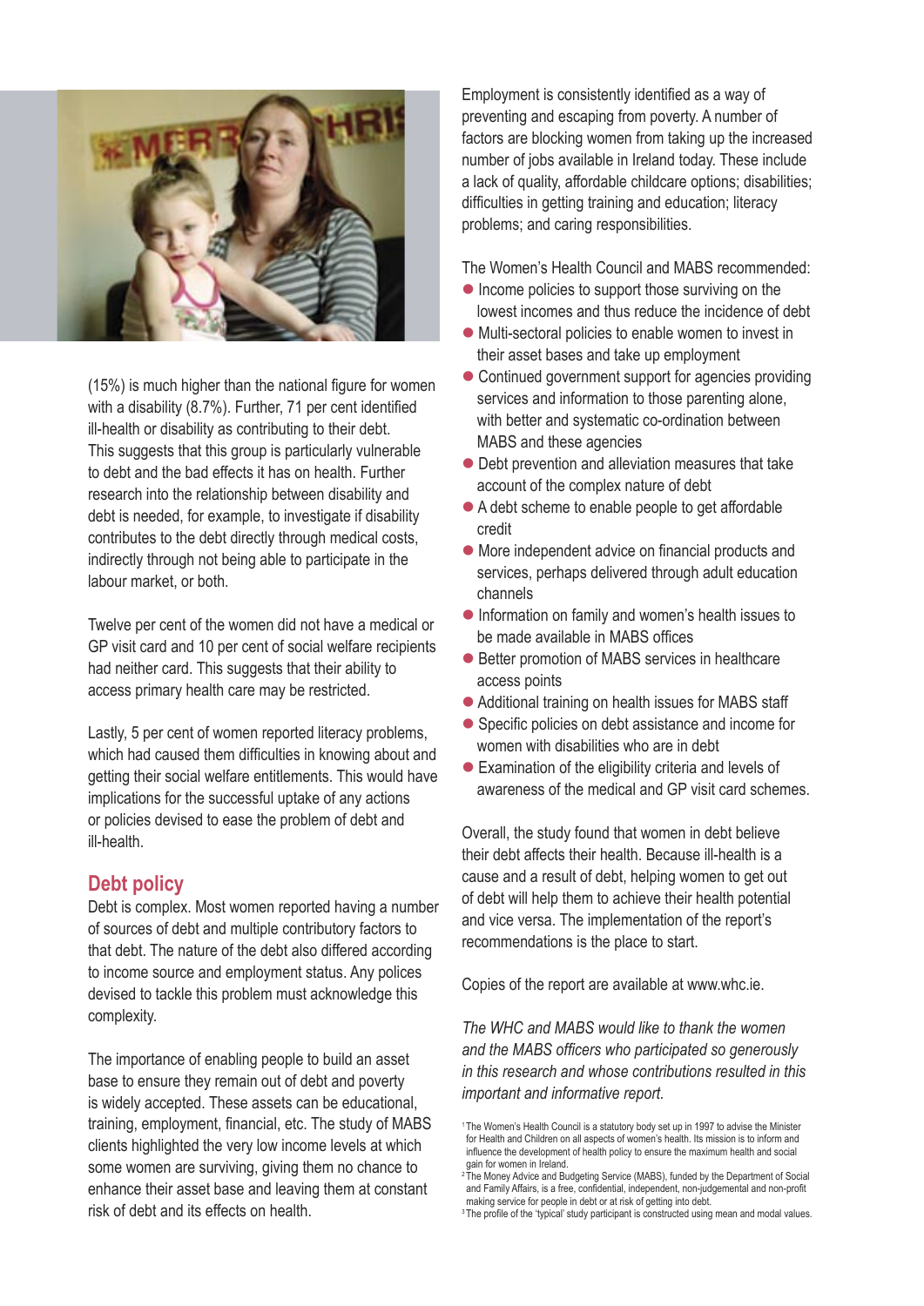(15%) is much higher than the national figure for women with a disability (8.7%). Further, 71 per cent identified ill-health or disability as contributing to their debt. This suggests that this group is particularly vulnerable to debt and the bad effects it has on health. Further research into the relationship between disability and debt is needed, for example, to investigate if disability contributes to the debt directly through medical costs, indirectly through not being able to participate in the labour market, or both.

Twelve per cent of the women did not have a medical or GP visit card and 10 per cent of social welfare recipients had neither card. This suggests that their ability to access primary health care may be restricted.

Lastly, 5 per cent of women reported literacy problems, which had caused them difficulties in knowing about and getting their social welfare entitlements. This would have implications for the successful uptake of any actions or policies devised to ease the problem of debt and ill-health.

## Debt policy

Debt is complex. Most women reported having a number of sources of debt and multiple contributory factors to that debt. The nature of the debt also differed according to income source and employment status. Any polices devised to tackle this problem must acknowledge this complexity.

The importance of enabling people to build an asset base to ensure they remain out of debt and poverty is widely accepted. These assets can be educational, training, employment, financial, etc. The study of MABS clients highlighted the very low income levels at which some women are surviving, giving them no chance to enhance their asset base and leaving them at constant risk of debt and its effects on health.

Employment is consistently identified as a way of preventing and escaping from poverty. A number of factors are blocking women from taking up the increased number of jobs available in Ireland today. These include a lack of quality, affordable childcare options; disabilities; difficulties in getting training and education; literacy problems; and caring responsibilities.

The Women's Health Council and MABS recommended:

- Income policies to support those surviving on the lowest incomes and thus reduce the incidence of debt
- Multi-sectoral policies to enable women to invest in their asset bases and take up employment
- Continued government support for agencies providing services and information to those parenting alone, with better and systematic co-ordination between MABS and these agencies
- Debt prevention and alleviation measures that take account of the complex nature of debt
- A debt scheme to enable people to get affordable credit
- More independent advice on financial products and services, perhaps delivered through adult education channels
- Information on family and women's health issues to be made available in MABS offices
- Better promotion of MABS services in healthcare access points
- Additional training on health issues for MABS staff
- Specific policies on debt assistance and income for women with disabilities who are in debt
- Examination of the eligibility criteria and levels of awareness of the medical and GP visit card schemes.

Overall, the study found that women in debt believe their debt affects their health. Because ill-health is a cause and a result of debt, helping women to get out of debt will help them to achieve their health potential and vice versa. The implementation of the report's recommendations is the place to start.

Copies of the report are available at www.whc.ie.

*The WHC and MABS would like to thank the women and the MABS officers who participated so generously in this research and whose contributions resulted in this important and informative report.*

[1] The Women's Health Council is a statutory body set up in 1997 to advise the Minister for Health and Children on all aspects of women's health. Its mission is to inform and influence the development of health policy to ensure the maximum health and social gain for women in Ireland.

[2] The Money Advice and Budgeting Service (MABS), funded by the Department of Social and Family Affairs, is a free, confidential, independent, non-judgemental and non-profit making service for people in debt or at risk of getting into debt.

[3] The profile of the 'typical' study participant is constructed using mean and modal values.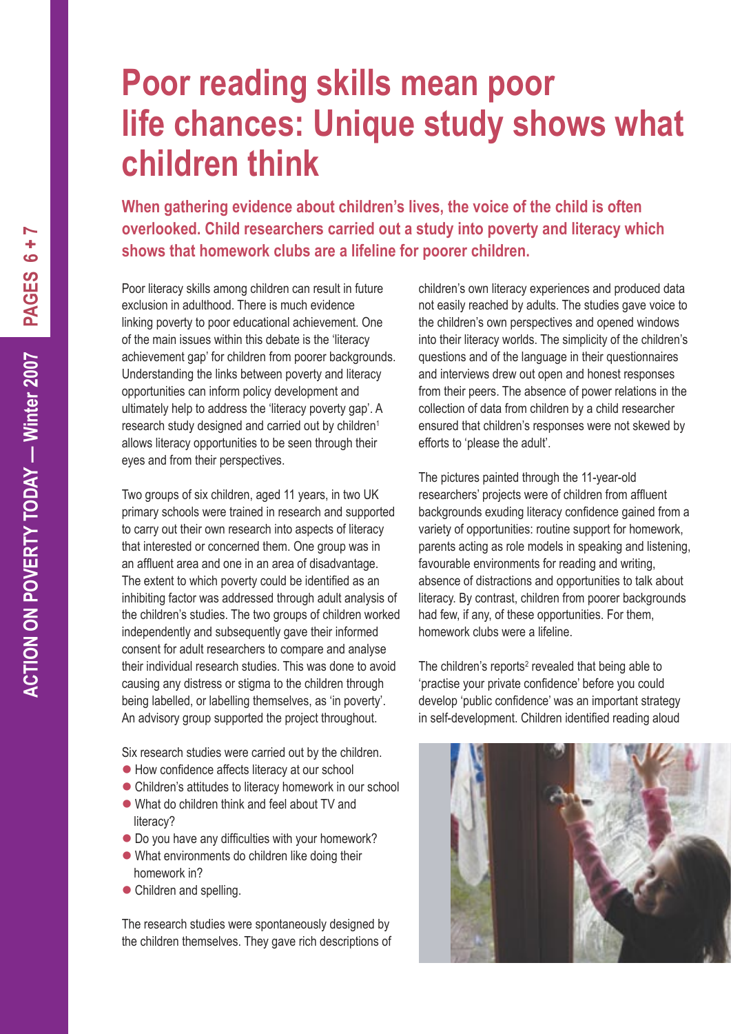# Poor reading skills mean poor life chances: Unique study shows what children think

**When gathering evidence about children's lives, the voice of the child is often overlooked. Child researchers carried out a study into poverty and literacy which shows that homework clubs are a lifeline for poorer children.**

Poor literacy skills among children can result in future exclusion in adulthood. There is much evidence linking poverty to poor educational achievement. One of the main issues within this debate is the 'literacy achievement gap' for children from poorer backgrounds. Understanding the links between poverty and literacy opportunities can inform policy development and ultimately help to address the 'literacy poverty gap'. A research study designed and carried out by children[1] allows literacy opportunities to be seen through their eyes and from their perspectives.

Two groups of six children, aged 11 years, in two UK primary schools were trained in research and supported to carry out their own research into aspects of literacy that interested or concerned them. One group was in an affluent area and one in an area of disadvantage. The extent to which poverty could be identified as an inhibiting factor was addressed through adult analysis of the children's studies. The two groups of children worked independently and subsequently gave their informed consent for adult researchers to compare and analyse their individual research studies. This was done to avoid causing any distress or stigma to the children through being labelled, or labelling themselves, as 'in poverty'. An advisory group supported the project throughout.

Six research studies were carried out by the children.

- How confidence affects literacy at our school
- Children's attitudes to literacy homework in our school
- What do children think and feel about TV and literacy?
- Do you have any difficulties with your homework?
- What environments do children like doing their homework in?
- Children and spelling.

The research studies were spontaneously designed by the children themselves. They gave rich descriptions of children's own literacy experiences and produced data not easily reached by adults. The studies gave voice to the children's own perspectives and opened windows into their literacy worlds. The simplicity of the children's questions and of the language in their questionnaires and interviews drew out open and honest responses from their peers. The absence of power relations in the collection of data from children by a child researcher ensured that children's responses were not skewed by efforts to 'please the adult'.

The pictures painted through the 11-year-old researchers' projects were of children from affluent backgrounds exuding literacy confidence gained from a variety of opportunities: routine support for homework, parents acting as role models in speaking and listening, favourable environments for reading and writing, absence of distractions and opportunities to talk about literacy. By contrast, children from poorer backgrounds had few, if any, of these opportunities. For them, homework clubs were a lifeline.

The children's reports[2] revealed that being able to 'practise your private confidence' before you could develop 'public confidence' was an important strategy in self-development. Children identified reading aloud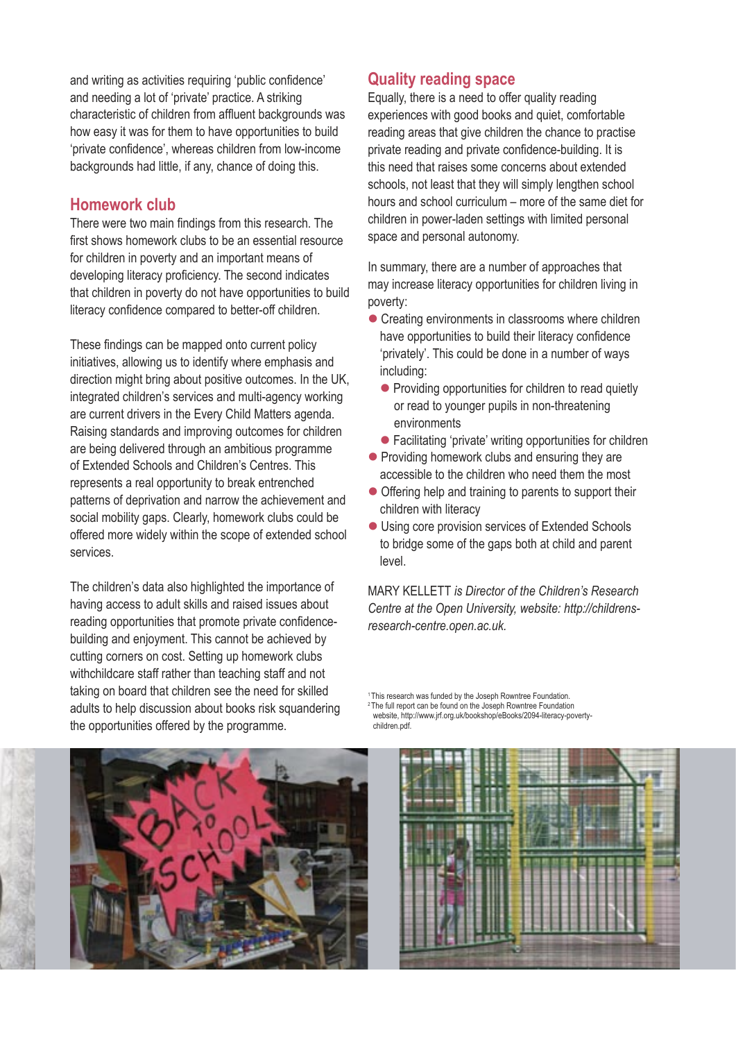and writing as activities requiring 'public confidence' and needing a lot of 'private' practice. A striking characteristic of children from affluent backgrounds was how easy it was for them to have opportunities to build 'private confidence', whereas children from low-income backgrounds had little, if any, chance of doing this.

## Homework club

There were two main findings from this research. The first shows homework clubs to be an essential resource for children in poverty and an important means of developing literacy proficiency. The second indicates that children in poverty do not have opportunities to build literacy confidence compared to better-off children.

These findings can be mapped onto current policy initiatives, allowing us to identify where emphasis and direction might bring about positive outcomes. In the UK, integrated children's services and multi-agency working are current drivers in the Every Child Matters agenda. Raising standards and improving outcomes for children are being delivered through an ambitious programme of Extended Schools and Children's Centres. This represents a real opportunity to break entrenched patterns of deprivation and narrow the achievement and social mobility gaps. Clearly, homework clubs could be offered more widely within the scope of extended school services.

The children's data also highlighted the importance of having access to adult skills and raised issues about reading opportunities that promote private confidence-building and enjoyment. This cannot be achieved by cutting corners on cost. Setting up homework clubs withchildcare staff rather than teaching staff and not taking on board that children see the need for skilled adults to help discussion about books risk squandering the opportunities offered by the programme.

## Quality reading space

Equally, there is a need to offer quality reading experiences with good books and quiet, comfortable reading areas that give children the chance to practise private reading and private confidence-building. It is this need that raises some concerns about extended schools, not least that they will simply lengthen school hours and school curriculum – more of the same diet for children in power-laden settings with limited personal space and personal autonomy.

In summary, there are a number of approaches that may increase literacy opportunities for children living in poverty:

- Creating environments in classrooms where children have opportunities to build their literacy confidence 'privately'. This could be done in a number of ways including:
  - Providing opportunities for children to read quietly or read to younger pupils in non-threatening environments
  - Facilitating 'private' writing opportunities for children
- Providing homework clubs and ensuring they are accessible to the children who need them the most
- Offering help and training to parents to support their children with literacy
- Using core provision services of Extended Schools to bridge some of the gaps both at child and parent level.

MARY KELLETT *is Director of the Children's Research Centre at the Open University, website: http://childrens-research-centre.open.ac.uk.*

[1] This research was funded by the Joseph Rowntree Foundation.
[2] The full report can be found on the Joseph Rowntree Foundation website, http://www.jrf.org.uk/bookshop/eBooks/2094-literacy-poverty-children.pdf.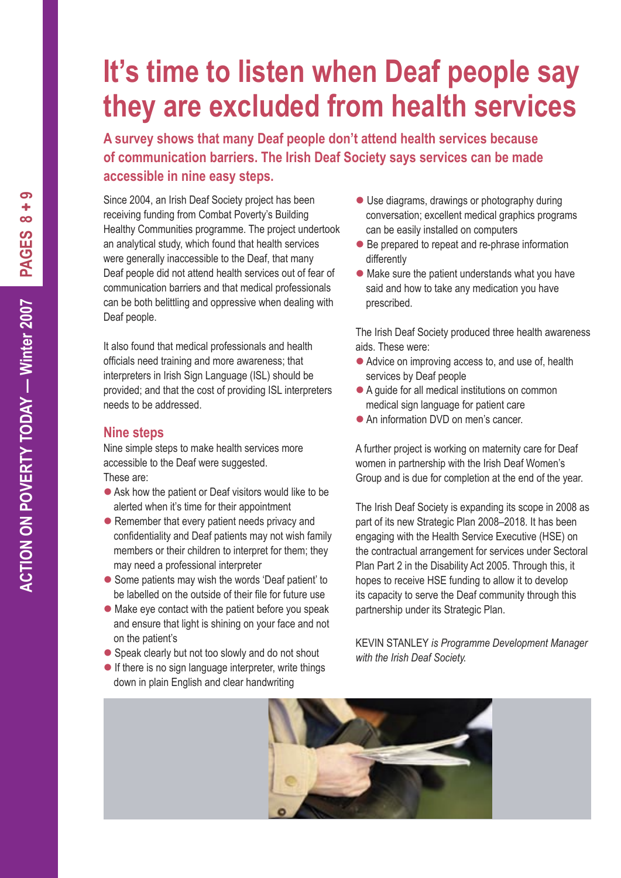# It's time to listen when Deaf people say they are excluded from health services

**A survey shows that many Deaf people don't attend health services because of communication barriers. The Irish Deaf Society says services can be made accessible in nine easy steps.**

Since 2004, an Irish Deaf Society project has been receiving funding from Combat Poverty's Building Healthy Communities programme. The project undertook an analytical study, which found that health services were generally inaccessible to the Deaf, that many Deaf people did not attend health services out of fear of communication barriers and that medical professionals can be both belittling and oppressive when dealing with Deaf people.

It also found that medical professionals and health officials need training and more awareness; that interpreters in Irish Sign Language (ISL) should be provided; and that the cost of providing ISL interpreters needs to be addressed.

## Nine steps

Nine simple steps to make health services more accessible to the Deaf were suggested.
These are:

- Ask how the patient or Deaf visitors would like to be alerted when it's time for their appointment
- Remember that every patient needs privacy and confidentiality and Deaf patients may not wish family members or their children to interpret for them; they may need a professional interpreter
- Some patients may wish the words 'Deaf patient' to be labelled on the outside of their file for future use
- Make eye contact with the patient before you speak and ensure that light is shining on your face and not on the patient's
- Speak clearly but not too slowly and do not shout
- If there is no sign language interpreter, write things down in plain English and clear handwriting
- Use diagrams, drawings or photography during conversation; excellent medical graphics programs can be easily installed on computers
- Be prepared to repeat and re-phrase information differently
- Make sure the patient understands what you have said and how to take any medication you have prescribed.

The Irish Deaf Society produced three health awareness aids. These were:

- Advice on improving access to, and use of, health services by Deaf people
- A guide for all medical institutions on common medical sign language for patient care
- An information DVD on men's cancer.

A further project is working on maternity care for Deaf women in partnership with the Irish Deaf Women's Group and is due for completion at the end of the year.

The Irish Deaf Society is expanding its scope in 2008 as part of its new Strategic Plan 2008–2018. It has been engaging with the Health Service Executive (HSE) on the contractual arrangement for services under Sectoral Plan Part 2 in the Disability Act 2005. Through this, it hopes to receive HSE funding to allow it to develop its capacity to serve the Deaf community through this partnership under its Strategic Plan.

KEVIN STANLEY *is Programme Development Manager with the Irish Deaf Society.*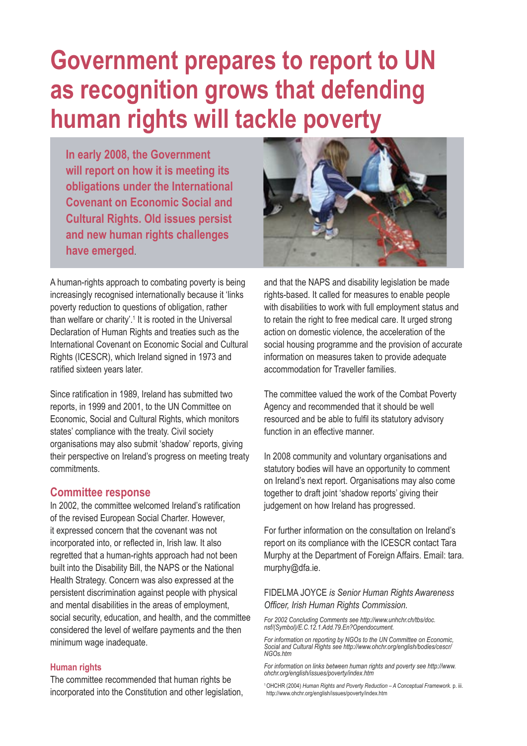# Government prepares to report to UN as recognition grows that defending human rights will tackle poverty

**In early 2008, the Government will report on how it is meeting its obligations under the International Covenant on Economic Social and Cultural Rights. Old issues persist and new human rights challenges have emerged**.

A human-rights approach to combating poverty is being increasingly recognised internationally because it 'links poverty reduction to questions of obligation, rather than welfare or charity'.[1] It is rooted in the Universal Declaration of Human Rights and treaties such as the International Covenant on Economic Social and Cultural Rights (ICESCR), which Ireland signed in 1973 and ratified sixteen years later.

Since ratification in 1989, Ireland has submitted two reports, in 1999 and 2001, to the UN Committee on Economic, Social and Cultural Rights, which monitors states' compliance with the treaty. Civil society organisations may also submit 'shadow' reports, giving their perspective on Ireland's progress on meeting treaty commitments.

## Committee response

In 2002, the committee welcomed Ireland's ratification of the revised European Social Charter. However, it expressed concern that the covenant was not incorporated into, or reflected in, Irish law. It also regretted that a human-rights approach had not been built into the Disability Bill, the NAPS or the National Health Strategy. Concern was also expressed at the persistent discrimination against people with physical and mental disabilities in the areas of employment, social security, education, and health, and the committee considered the level of welfare payments and the then minimum wage inadequate.

### Human rights

The committee recommended that human rights be incorporated into the Constitution and other legislation, and that the NAPS and disability legislation be made rights-based. It called for measures to enable people with disabilities to work with full employment status and to retain the right to free medical care. It urged strong action on domestic violence, the acceleration of the social housing programme and the provision of accurate information on measures taken to provide adequate accommodation for Traveller families.

The committee valued the work of the Combat Poverty Agency and recommended that it should be well resourced and be able to fulfil its statutory advisory function in an effective manner.

In 2008 community and voluntary organisations and statutory bodies will have an opportunity to comment on Ireland's next report. Organisations may also come together to draft joint 'shadow reports' giving their judgement on how Ireland has progressed.

For further information on the consultation on Ireland's report on its compliance with the ICESCR contact Tara Murphy at the Department of Foreign Affairs. Email: tara.murphy@dfa.ie.

FIDELMA JOYCE *is Senior Human Rights Awareness Officer, Irish Human Rights Commission.*

*For 2002 Concluding Comments see http://www.unhchr.ch/tbs/doc.nsf/(Symbol)/E.C.12.1.Add.79.En?Opendocument.*

*For information on reporting by NGOs to the UN Committee on Economic, Social and Cultural Rights see http://www.ohchr.org/english/bodies/cescr/NGOs.htm*

*For information on links between human rights and poverty see http://www.ohchr.org/english/issues/poverty/index.htm*

[1] OHCHR (2004) *Human Rights and Poverty Reduction – A Conceptual Framework.* p. iii. http://www.ohchr.org/english/issues/poverty/index.htm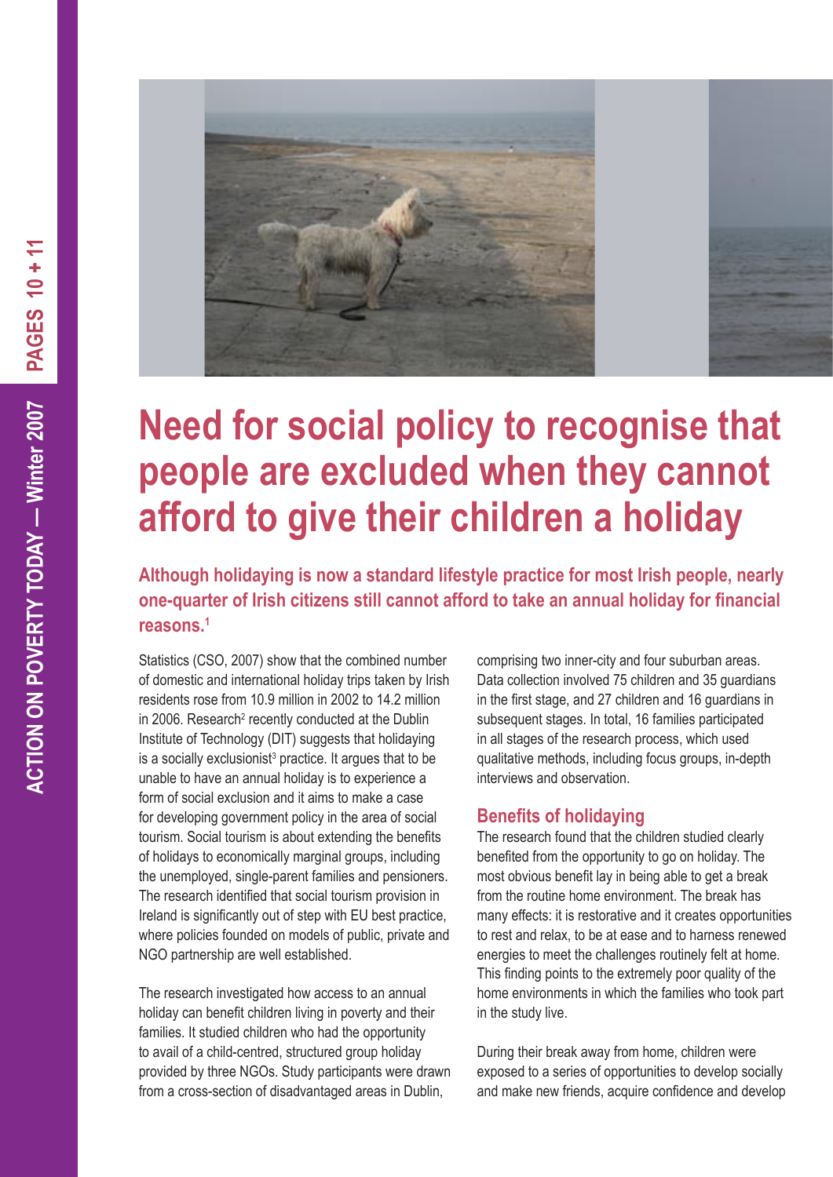# Need for social policy to recognise that people are excluded when they cannot afford to give their children a holiday

**Although holidaying is now a standard lifestyle practice for most Irish people, nearly one-quarter of Irish citizens still cannot afford to take an annual holiday for financial reasons.[1]**

Statistics (CSO, 2007) show that the combined number of domestic and international holiday trips taken by Irish residents rose from 10.9 million in 2002 to 14.2 million in 2006. Research[2] recently conducted at the Dublin Institute of Technology (DIT) suggests that holidaying is a socially exclusionist[3] practice. It argues that to be unable to have an annual holiday is to experience a form of social exclusion and it aims to make a case for developing government policy in the area of social tourism. Social tourism is about extending the benefits of holidays to economically marginal groups, including the unemployed, single-parent families and pensioners. The research identified that social tourism provision in Ireland is significantly out of step with EU best practice, where policies founded on models of public, private and NGO partnership are well established.

The research investigated how access to an annual holiday can benefit children living in poverty and their families. It studied children who had the opportunity to avail of a child-centred, structured group holiday provided by three NGOs. Study participants were drawn from a cross-section of disadvantaged areas in Dublin, comprising two inner-city and four suburban areas. Data collection involved 75 children and 35 guardians in the first stage, and 27 children and 16 guardians in subsequent stages. In total, 16 families participated in all stages of the research process, which used qualitative methods, including focus groups, in-depth interviews and observation.

## Benefits of holidaying

The research found that the children studied clearly benefited from the opportunity to go on holiday. The most obvious benefit lay in being able to get a break from the routine home environment. The break has many effects: it is restorative and it creates opportunities to rest and relax, to be at ease and to harness renewed energies to meet the challenges routinely felt at home. This finding points to the extremely poor quality of the home environments in which the families who took part in the study live.

During their break away from home, children were exposed to a series of opportunities to develop socially and make new friends, acquire confidence and develop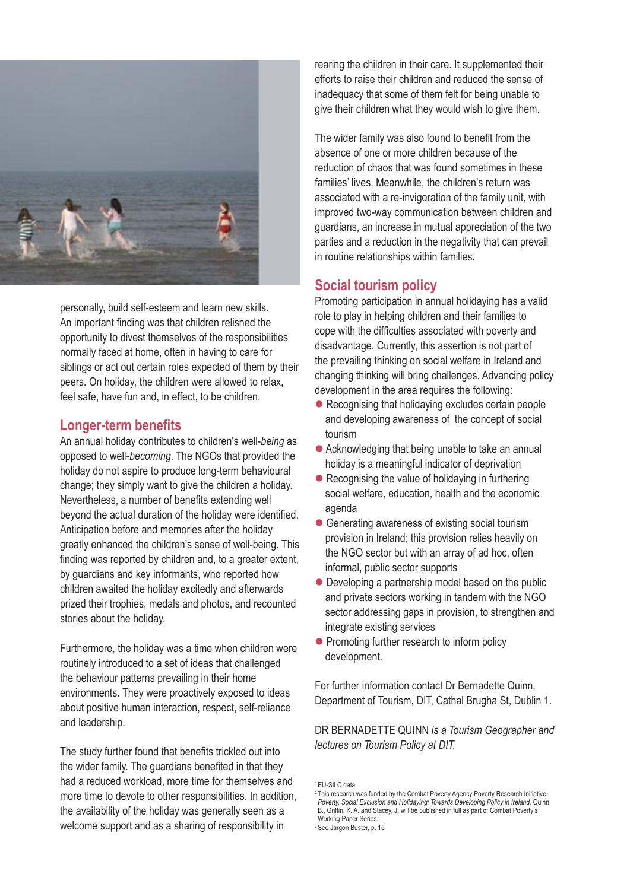personally, build self-esteem and learn new skills. An important finding was that children relished the opportunity to divest themselves of the responsibilities normally faced at home, often in having to care for siblings or act out certain roles expected of them by their peers. On holiday, the children were allowed to relax, feel safe, have fun and, in effect, to be children.

## Longer-term benefits

An annual holiday contributes to children's well-*being* as opposed to well-*becoming*. The NGOs that provided the holiday do not aspire to produce long-term behavioural change; they simply want to give the children a holiday. Nevertheless, a number of benefits extending well beyond the actual duration of the holiday were identified. Anticipation before and memories after the holiday greatly enhanced the children's sense of well-being. This finding was reported by children and, to a greater extent, by guardians and key informants, who reported how children awaited the holiday excitedly and afterwards prized their trophies, medals and photos, and recounted stories about the holiday.

Furthermore, the holiday was a time when children were routinely introduced to a set of ideas that challenged the behaviour patterns prevailing in their home environments. They were proactively exposed to ideas about positive human interaction, respect, self-reliance and leadership.

The study further found that benefits trickled out into the wider family. The guardians benefited in that they had a reduced workload, more time for themselves and more time to devote to other responsibilities. In addition, the availability of the holiday was generally seen as a welcome support and as a sharing of responsibility in rearing the children in their care. It supplemented their efforts to raise their children and reduced the sense of inadequacy that some of them felt for being unable to give their children what they would wish to give them.

The wider family was also found to benefit from the absence of one or more children because of the reduction of chaos that was found sometimes in these families' lives. Meanwhile, the children's return was associated with a re-invigoration of the family unit, with improved two-way communication between children and guardians, an increase in mutual appreciation of the two parties and a reduction in the negativity that can prevail in routine relationships within families.

## Social tourism policy

Promoting participation in annual holidaying has a valid role to play in helping children and their families to cope with the difficulties associated with poverty and disadvantage. Currently, this assertion is not part of the prevailing thinking on social welfare in Ireland and changing thinking will bring challenges. Advancing policy development in the area requires the following:

- Recognising that holidaying excludes certain people and developing awareness of the concept of social tourism
- Acknowledging that being unable to take an annual holiday is a meaningful indicator of deprivation
- Recognising the value of holidaying in furthering social welfare, education, health and the economic agenda
- Generating awareness of existing social tourism provision in Ireland; this provision relies heavily on the NGO sector but with an array of ad hoc, often informal, public sector supports
- Developing a partnership model based on the public and private sectors working in tandem with the NGO sector addressing gaps in provision, to strengthen and integrate existing services
- Promoting further research to inform policy development.

For further information contact Dr Bernadette Quinn, Department of Tourism, DIT, Cathal Brugha St, Dublin 1.

DR BERNADETTE QUINN *is a Tourism Geographer and lectures on Tourism Policy at DIT.*

[1] EU-SILC data

[2] This research was funded by the Combat Poverty Agency Poverty Research Initiative. *Poverty, Social Exclusion and Holidaying: Towards Developing Policy in Ireland,* Quinn, B., Griffin, K. A. and Stacey, J. will be published in full as part of Combat Poverty's Working Paper Series.

[3] See Jargon Buster, p. 15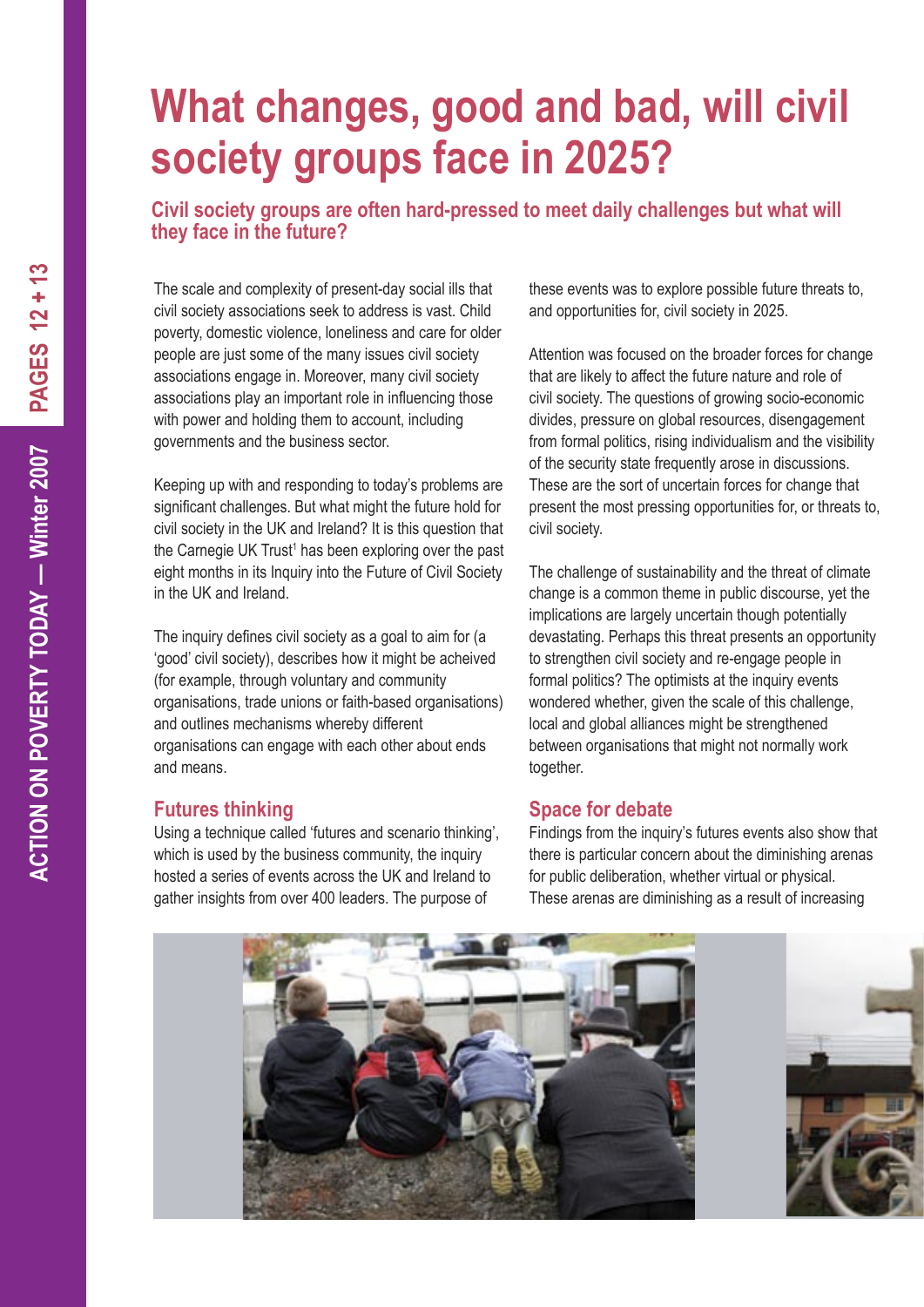# What changes, good and bad, will civil society groups face in 2025?

**Civil society groups are often hard-pressed to meet daily challenges but what will they face in the future?**

The scale and complexity of present-day social ills that civil society associations seek to address is vast. Child poverty, domestic violence, loneliness and care for older people are just some of the many issues civil society associations engage in. Moreover, many civil society associations play an important role in influencing those with power and holding them to account, including governments and the business sector.

Keeping up with and responding to today's problems are significant challenges. But what might the future hold for civil society in the UK and Ireland? It is this question that the Carnegie UK Trust[1] has been exploring over the past eight months in its Inquiry into the Future of Civil Society in the UK and Ireland.

The inquiry defines civil society as a goal to aim for (a 'good' civil society), describes how it might be acheived (for example, through voluntary and community organisations, trade unions or faith-based organisations) and outlines mechanisms whereby different organisations can engage with each other about ends and means.

## Futures thinking

Using a technique called 'futures and scenario thinking', which is used by the business community, the inquiry hosted a series of events across the UK and Ireland to gather insights from over 400 leaders. The purpose of these events was to explore possible future threats to, and opportunities for, civil society in 2025.

Attention was focused on the broader forces for change that are likely to affect the future nature and role of civil society. The questions of growing socio-economic divides, pressure on global resources, disengagement from formal politics, rising individualism and the visibility of the security state frequently arose in discussions. These are the sort of uncertain forces for change that present the most pressing opportunities for, or threats to, civil society.

The challenge of sustainability and the threat of climate change is a common theme in public discourse, yet the implications are largely uncertain though potentially devastating. Perhaps this threat presents an opportunity to strengthen civil society and re-engage people in formal politics? The optimists at the inquiry events wondered whether, given the scale of this challenge, local and global alliances might be strengthened between organisations that might not normally work together.

## Space for debate

Findings from the inquiry's futures events also show that there is particular concern about the diminishing arenas for public deliberation, whether virtual or physical. These arenas are diminishing as a result of increasing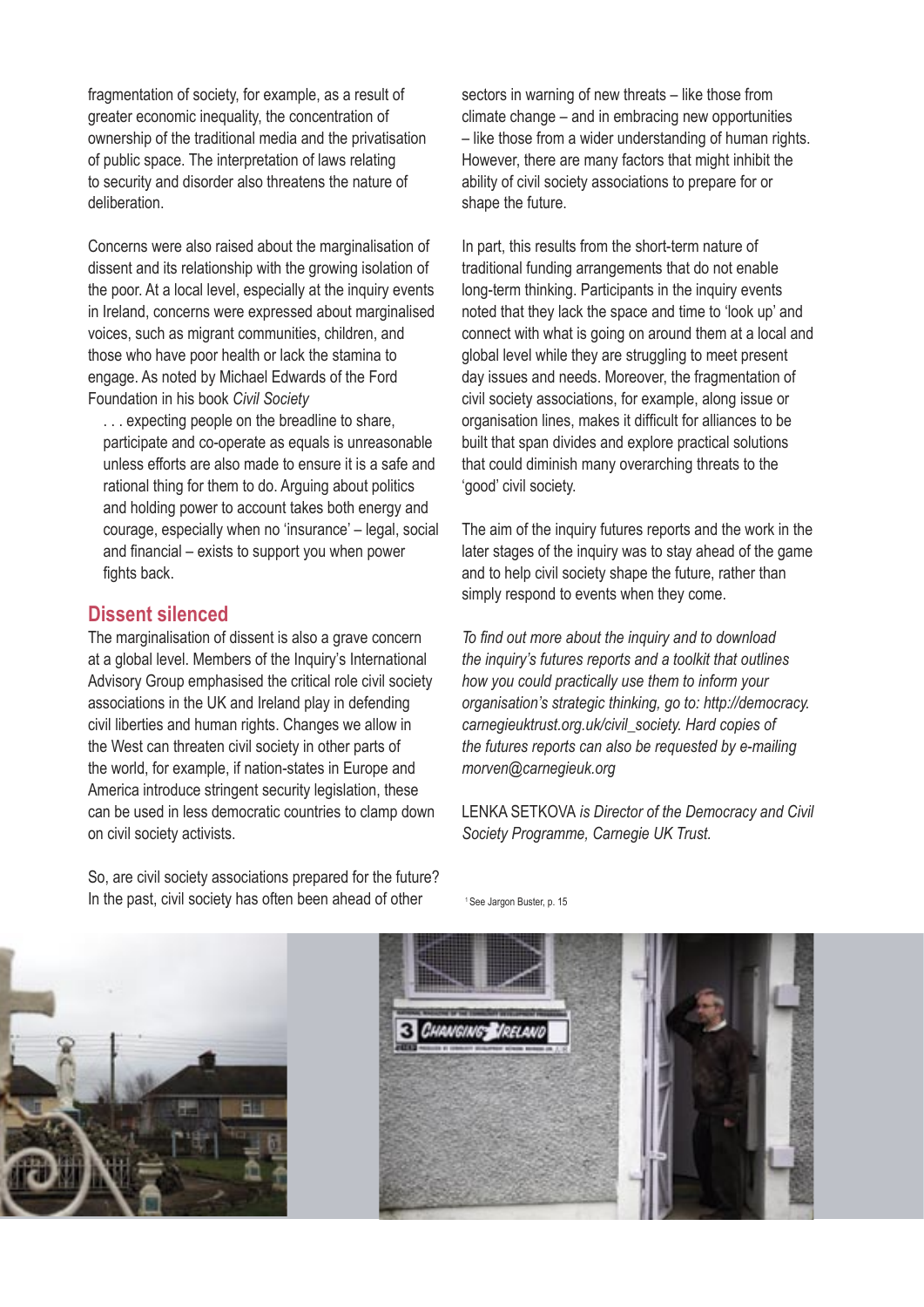fragmentation of society, for example, as a result of greater economic inequality, the concentration of ownership of the traditional media and the privatisation of public space. The interpretation of laws relating to security and disorder also threatens the nature of deliberation.

Concerns were also raised about the marginalisation of dissent and its relationship with the growing isolation of the poor. At a local level, especially at the inquiry events in Ireland, concerns were expressed about marginalised voices, such as migrant communities, children, and those who have poor health or lack the stamina to engage. As noted by Michael Edwards of the Ford Foundation in his book *Civil Society*

> . . . expecting people on the breadline to share, participate and co-operate as equals is unreasonable unless efforts are also made to ensure it is a safe and rational thing for them to do. Arguing about politics and holding power to account takes both energy and courage, especially when no 'insurance' – legal, social and financial – exists to support you when power fights back.

## Dissent silenced

The marginalisation of dissent is also a grave concern at a global level. Members of the Inquiry's International Advisory Group emphasised the critical role civil society associations in the UK and Ireland play in defending civil liberties and human rights. Changes we allow in the West can threaten civil society in other parts of the world, for example, if nation-states in Europe and America introduce stringent security legislation, these can be used in less democratic countries to clamp down on civil society activists.

So, are civil society associations prepared for the future? In the past, civil society has often been ahead of other sectors in warning of new threats – like those from climate change – and in embracing new opportunities – like those from a wider understanding of human rights. However, there are many factors that might inhibit the ability of civil society associations to prepare for or shape the future.

In part, this results from the short-term nature of traditional funding arrangements that do not enable long-term thinking. Participants in the inquiry events noted that they lack the space and time to 'look up' and connect with what is going on around them at a local and global level while they are struggling to meet present day issues and needs. Moreover, the fragmentation of civil society associations, for example, along issue or organisation lines, makes it difficult for alliances to be built that span divides and explore practical solutions that could diminish many overarching threats to the 'good' civil society.

The aim of the inquiry futures reports and the work in the later stages of the inquiry was to stay ahead of the game and to help civil society shape the future, rather than simply respond to events when they come.

*To find out more about the inquiry and to download the inquiry's futures reports and a toolkit that outlines how you could practically use them to inform your organisation's strategic thinking, go to: http://democracy.carnegieuktrust.org.uk/civil_society. Hard copies of the futures reports can also be requested by e-mailing morven@carnegieuk.org*

LENKA SETKOVA *is Director of the Democracy and Civil Society Programme, Carnegie UK Trust.*

[1] See Jargon Buster, p. 15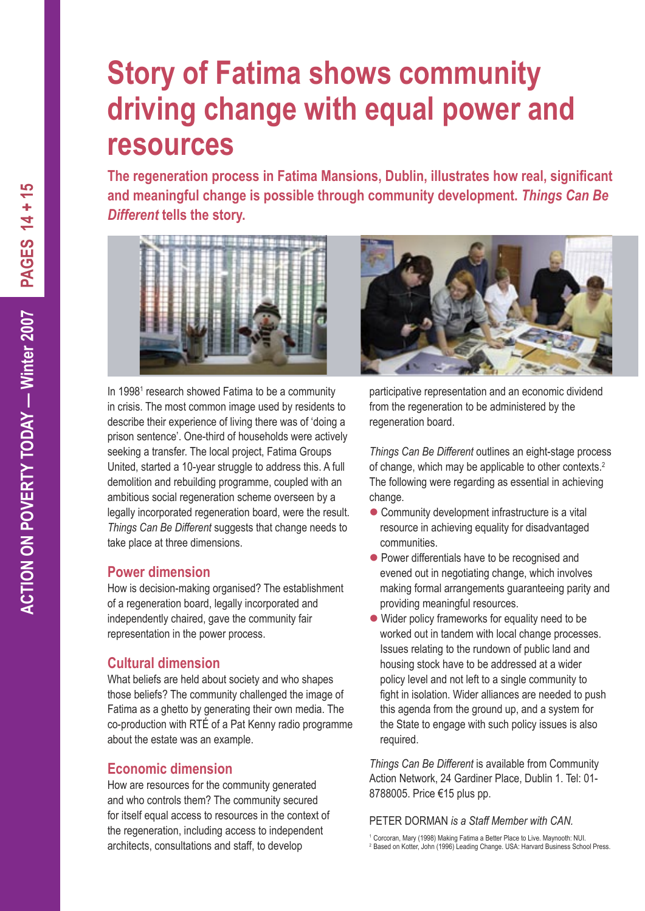# Story of Fatima shows community driving change with equal power and resources

**The regeneration process in Fatima Mansions, Dublin, illustrates how real, significant and meaningful change is possible through community development. *Things Can Be Different* tells the story.**

In 1998[1] research showed Fatima to be a community in crisis. The most common image used by residents to describe their experience of living there was of 'doing a prison sentence'. One-third of households were actively seeking a transfer. The local project, Fatima Groups United, started a 10-year struggle to address this. A full demolition and rebuilding programme, coupled with an ambitious social regeneration scheme overseen by a legally incorporated regeneration board, were the result. *Things Can Be Different* suggests that change needs to take place at three dimensions.

## Power dimension

How is decision-making organised? The establishment of a regeneration board, legally incorporated and independently chaired, gave the community fair representation in the power process.

## Cultural dimension

What beliefs are held about society and who shapes those beliefs? The community challenged the image of Fatima as a ghetto by generating their own media. The co-production with RTÉ of a Pat Kenny radio programme about the estate was an example.

## Economic dimension

How are resources for the community generated and who controls them? The community secured for itself equal access to resources in the context of the regeneration, including access to independent architects, consultations and staff, to develop participative representation and an economic dividend from the regeneration to be administered by the regeneration board.

*Things Can Be Different* outlines an eight-stage process of change, which may be applicable to other contexts.[2] The following were regarding as essential in achieving change.

- Community development infrastructure is a vital resource in achieving equality for disadvantaged communities.
- Power differentials have to be recognised and evened out in negotiating change, which involves making formal arrangements guaranteeing parity and providing meaningful resources.
- Wider policy frameworks for equality need to be worked out in tandem with local change processes. Issues relating to the rundown of public land and housing stock have to be addressed at a wider policy level and not left to a single community to fight in isolation. Wider alliances are needed to push this agenda from the ground up, and a system for the State to engage with such policy issues is also required.

*Things Can Be Different* is available from Community Action Network, 24 Gardiner Place, Dublin 1. Tel: 01-8788005. Price €15 plus pp.

PETER DORMAN *is a Staff Member with CAN.*

[1] Corcoran, Mary (1998) Making Fatima a Better Place to Live. Maynooth: NUI.
[2] Based on Kotter, John (1996) Leading Change. USA: Harvard Business School Press.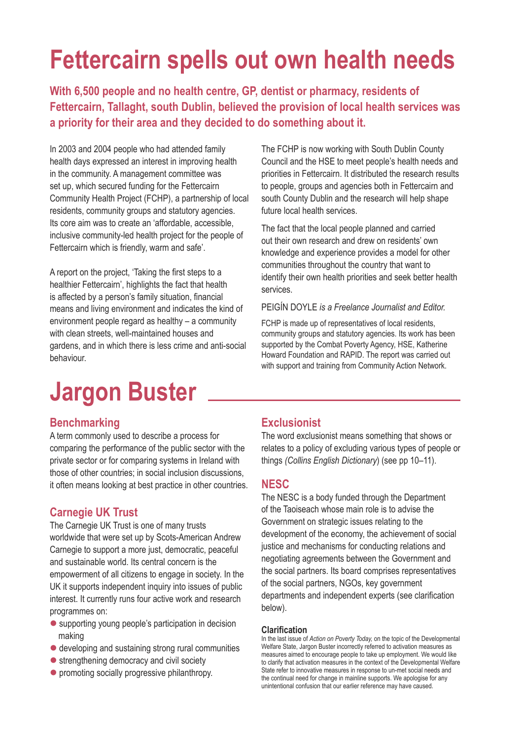# Fettercairn spells out own health needs

**With 6,500 people and no health centre, GP, dentist or pharmacy, residents of Fettercairn, Tallaght, south Dublin, believed the provision of local health services was a priority for their area and they decided to do something about it.**

In 2003 and 2004 people who had attended family health days expressed an interest in improving health in the community. A management committee was set up, which secured funding for the Fettercairn Community Health Project (FCHP), a partnership of local residents, community groups and statutory agencies. Its core aim was to create an 'affordable, accessible, inclusive community-led health project for the people of Fettercairn which is friendly, warm and safe'.

A report on the project, 'Taking the first steps to a healthier Fettercairn', highlights the fact that health is affected by a person's family situation, financial means and living environment and indicates the kind of environment people regard as healthy – a community with clean streets, well-maintained houses and gardens, and in which there is less crime and anti-social behaviour.

The FCHP is now working with South Dublin County Council and the HSE to meet people's health needs and priorities in Fettercairn. It distributed the research results to people, groups and agencies both in Fettercairn and south County Dublin and the research will help shape future local health services.

The fact that the local people planned and carried out their own research and drew on residents' own knowledge and experience provides a model for other communities throughout the country that want to identify their own health priorities and seek better health services.

PEIGÍN DOYLE *is a Freelance Journalist and Editor.*

FCHP is made up of representatives of local residents, community groups and statutory agencies. Its work has been supported by the Combat Poverty Agency, HSE, Katherine Howard Foundation and RAPID. The report was carried out with support and training from Community Action Network.

# Jargon Buster

## Benchmarking

A term commonly used to describe a process for comparing the performance of the public sector with the private sector or for comparing systems in Ireland with those of other countries; in social inclusion discussions, it often means looking at best practice in other countries.

## Carnegie UK Trust

The Carnegie UK Trust is one of many trusts worldwide that were set up by Scots-American Andrew Carnegie to support a more just, democratic, peaceful and sustainable world. Its central concern is the empowerment of all citizens to engage in society. In the UK it supports independent inquiry into issues of public interest. It currently runs four active work and research programmes on:

- supporting young people's participation in decision making
- developing and sustaining strong rural communities
- strengthening democracy and civil society
- promoting socially progressive philanthropy.

## Exclusionist

The word exclusionist means something that shows or relates to a policy of excluding various types of people or things *(Collins English Dictionary*) (see pp 10–11).

## NESC

The NESC is a body funded through the Department of the Taoiseach whose main role is to advise the Government on strategic issues relating to the development of the economy, the achievement of social justice and mechanisms for conducting relations and negotiating agreements between the Government and the social partners. Its board comprises representatives of the social partners, NGOs, key government departments and independent experts (see clarification below).

**Clarification**

In the last issue of *Action on Poverty Today,* on the topic of the Developmental Welfare State, Jargon Buster incorrectly referred to activation measures as measures aimed to encourage people to take up employment. We would like to clarify that activation measures in the context of the Developmental Welfare State refer to innovative measures in response to un-met social needs and the continual need for change in mainline supports. We apologise for any unintentional confusion that our earlier reference may have caused.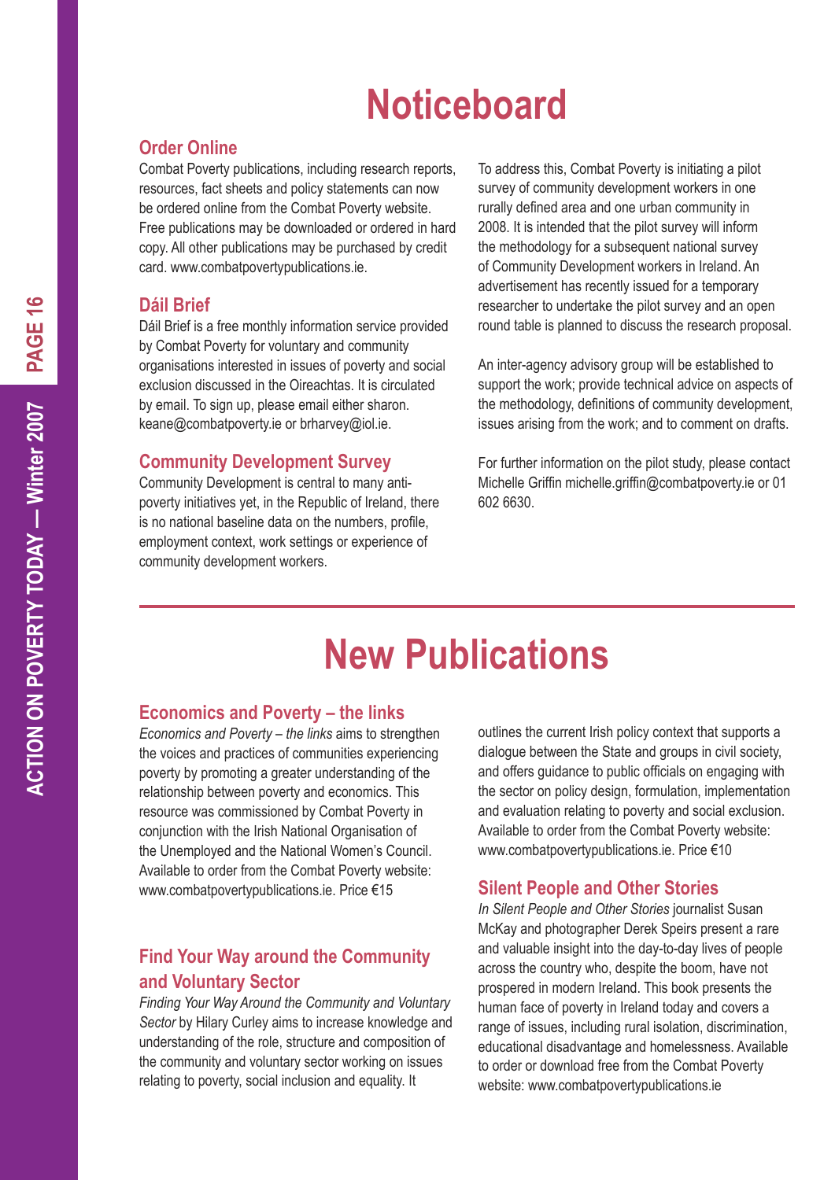# Noticeboard

## Order Online

Combat Poverty publications, including research reports, resources, fact sheets and policy statements can now be ordered online from the Combat Poverty website. Free publications may be downloaded or ordered in hard copy. All other publications may be purchased by credit card. www.combatpovertypublications.ie.

## Dáil Brief

Dáil Brief is a free monthly information service provided by Combat Poverty for voluntary and community organisations interested in issues of poverty and social exclusion discussed in the Oireachtas. It is circulated by email. To sign up, please email either sharon.keane@combatpoverty.ie or brharvey@iol.ie.

## Community Development Survey

Community Development is central to many anti-poverty initiatives yet, in the Republic of Ireland, there is no national baseline data on the numbers, profile, employment context, work settings or experience of community development workers.

To address this, Combat Poverty is initiating a pilot survey of community development workers in one rurally defined area and one urban community in 2008. It is intended that the pilot survey will inform the methodology for a subsequent national survey of Community Development workers in Ireland. An advertisement has recently issued for a temporary researcher to undertake the pilot survey and an open round table is planned to discuss the research proposal.

An inter-agency advisory group will be established to support the work; provide technical advice on aspects of the methodology, definitions of community development, issues arising from the work; and to comment on drafts.

For further information on the pilot study, please contact Michelle Griffin michelle.griffin@combatpoverty.ie or 01 602 6630.

# New Publications

## Economics and Poverty – the links

*Economics and Poverty – the links* aims to strengthen the voices and practices of communities experiencing poverty by promoting a greater understanding of the relationship between poverty and economics. This resource was commissioned by Combat Poverty in conjunction with the Irish National Organisation of the Unemployed and the National Women's Council. Available to order from the Combat Poverty website: www.combatpovertypublications.ie. Price €15

## Find Your Way around the Community and Voluntary Sector

*Finding Your Way Around the Community and Voluntary Sector* by Hilary Curley aims to increase knowledge and understanding of the role, structure and composition of the community and voluntary sector working on issues relating to poverty, social inclusion and equality. It outlines the current Irish policy context that supports a dialogue between the State and groups in civil society, and offers guidance to public officials on engaging with the sector on policy design, formulation, implementation and evaluation relating to poverty and social exclusion. Available to order from the Combat Poverty website: www.combatpovertypublications.ie. Price €10

## Silent People and Other Stories

In *Silent People and Other Stories* journalist Susan McKay and photographer Derek Speirs present a rare and valuable insight into the day-to-day lives of people across the country who, despite the boom, have not prospered in modern Ireland. This book presents the human face of poverty in Ireland today and covers a range of issues, including rural isolation, discrimination, educational disadvantage and homelessness. Available to order or download free from the Combat Poverty website: www.combatpovertypublications.ie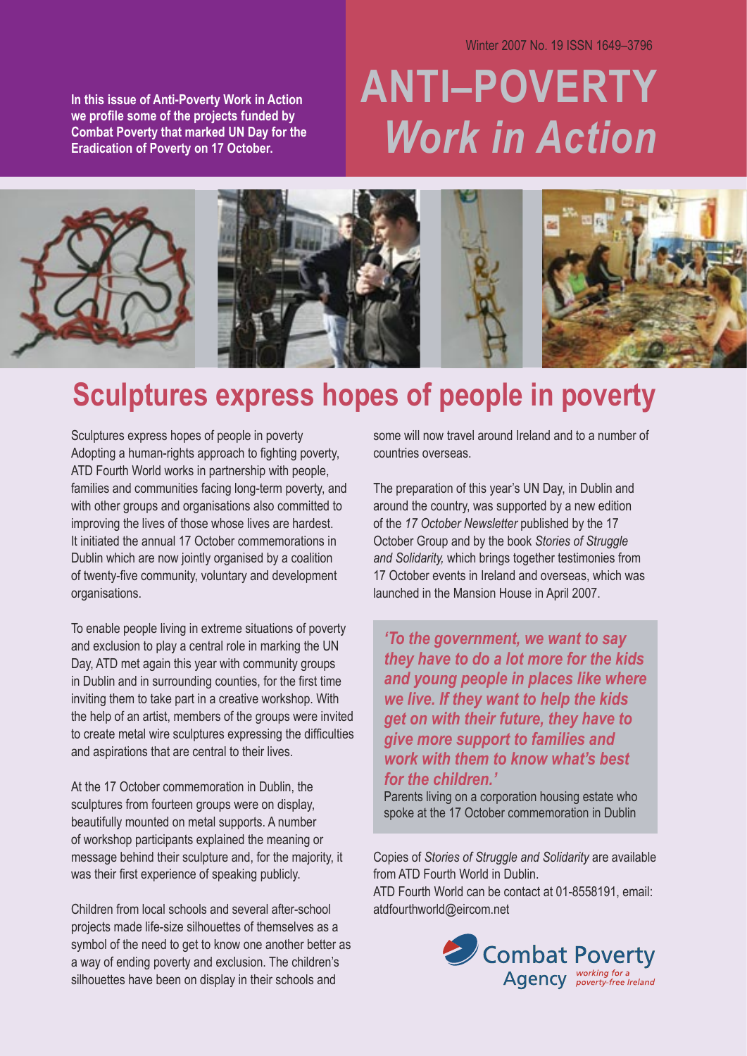Winter 2007 No. 19 ISSN 1649–3796

**In this issue of Anti-Poverty Work in Action we profile some of the projects funded by Combat Poverty that marked UN Day for the Eradication of Poverty on 17 October.**

# ANTI–POVERTY *Work in Action*

## Sculptures express hopes of people in poverty

Sculptures express hopes of people in poverty
Adopting a human-rights approach to fighting poverty, ATD Fourth World works in partnership with people, families and communities facing long-term poverty, and with other groups and organisations also committed to improving the lives of those whose lives are hardest. It initiated the annual 17 October commemorations in Dublin which are now jointly organised by a coalition of twenty-five community, voluntary and development organisations.

To enable people living in extreme situations of poverty and exclusion to play a central role in marking the UN Day, ATD met again this year with community groups in Dublin and in surrounding counties, for the first time inviting them to take part in a creative workshop. With the help of an artist, members of the groups were invited to create metal wire sculptures expressing the difficulties and aspirations that are central to their lives.

At the 17 October commemoration in Dublin, the sculptures from fourteen groups were on display, beautifully mounted on metal supports. A number of workshop participants explained the meaning or message behind their sculpture and, for the majority, it was their first experience of speaking publicly.

Children from local schools and several after-school projects made life-size silhouettes of themselves as a symbol of the need to get to know one another better as a way of ending poverty and exclusion. The children's silhouettes have been on display in their schools and some will now travel around Ireland and to a number of countries overseas.

The preparation of this year's UN Day, in Dublin and around the country, was supported by a new edition of the *17 October Newsletter* published by the 17 October Group and by the book *Stories of Struggle and Solidarity*, which brings together testimonies from 17 October events in Ireland and overseas, which was launched in the Mansion House in April 2007.

> ***'To the government, we want to say they have to do a lot more for the kids and young people in places like where we live. If they want to help the kids get on with their future, they have to give more support to families and work with them to know what's best for the children.'***
>
> Parents living on a corporation housing estate who spoke at the 17 October commemoration in Dublin

Copies of *Stories of Struggle and Solidarity* are available from ATD Fourth World in Dublin.
ATD Fourth World can be contact at 01-8558191, email: atdfourthworld@eircom.net

Combat Poverty Agency *working for a poverty-free Ireland*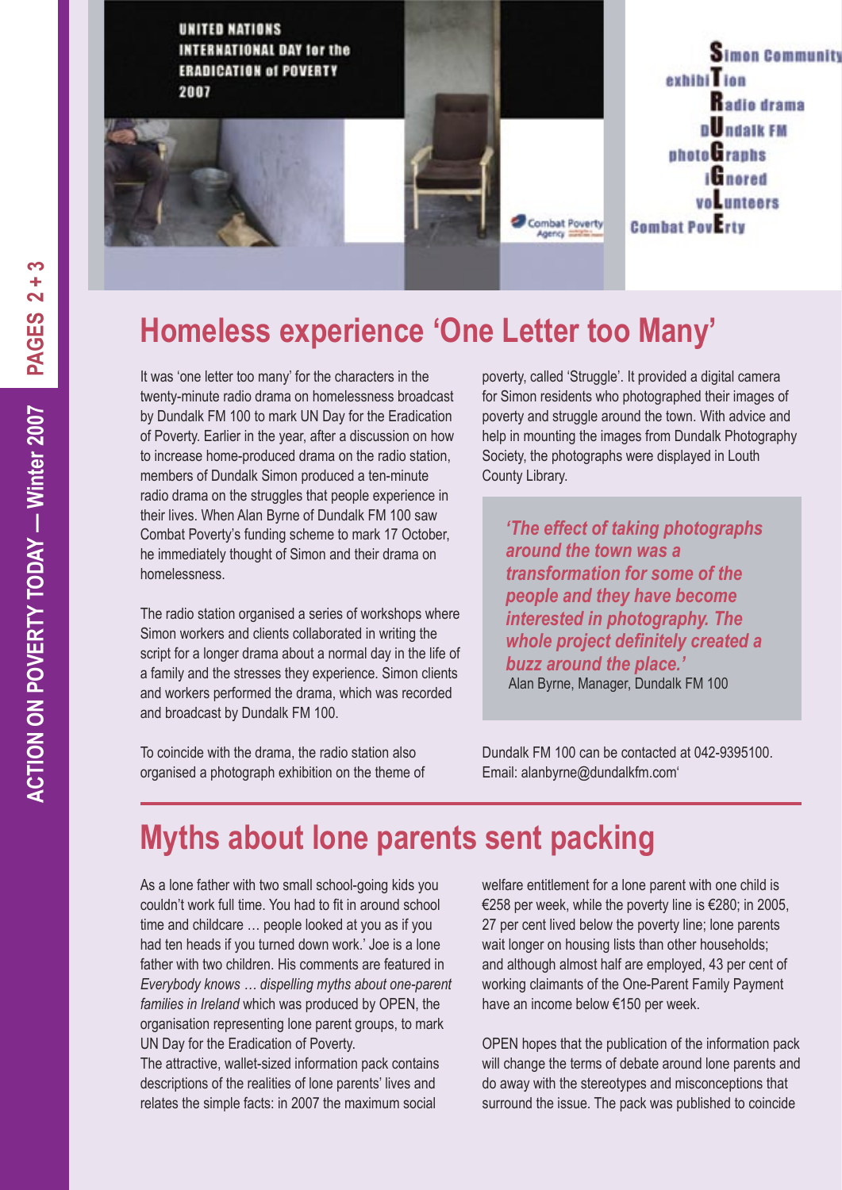UNITED NATIONS INTERNATIONAL DAY for the ERADICATION of POVERTY 2007

Simon Community
exhibiTion
Radio drama
dUndalk FM
photoGraphs
iGnored
voLunteers
Combat PovErty

# Homeless experience 'One Letter too Many'

It was 'one letter too many' for the characters in the twenty-minute radio drama on homelessness broadcast by Dundalk FM 100 to mark UN Day for the Eradication of Poverty. Earlier in the year, after a discussion on how to increase home-produced drama on the radio station, members of Dundalk Simon produced a ten-minute radio drama on the struggles that people experience in their lives. When Alan Byrne of Dundalk FM 100 saw Combat Poverty's funding scheme to mark 17 October, he immediately thought of Simon and their drama on homelessness.

The radio station organised a series of workshops where Simon workers and clients collaborated in writing the script for a longer drama about a normal day in the life of a family and the stresses they experience. Simon clients and workers performed the drama, which was recorded and broadcast by Dundalk FM 100.

To coincide with the drama, the radio station also organised a photograph exhibition on the theme of poverty, called 'Struggle'. It provided a digital camera for Simon residents who photographed their images of poverty and struggle around the town. With advice and help in mounting the images from Dundalk Photography Society, the photographs were displayed in Louth County Library.

> *'The effect of taking photographs around the town was a transformation for some of the people and they have become interested in photography. The whole project definitely created a buzz around the place.'*
> Alan Byrne, Manager, Dundalk FM 100

Dundalk FM 100 can be contacted at 042-9395100. Email: alanbyrne@dundalkfm.com'

# Myths about lone parents sent packing

As a lone father with two small school-going kids you couldn't work full time. You had to fit in around school time and childcare … people looked at you as if you had ten heads if you turned down work.' Joe is a lone father with two children. His comments are featured in *Everybody knows … dispelling myths about one-parent families in Ireland* which was produced by OPEN, the organisation representing lone parent groups, to mark UN Day for the Eradication of Poverty.

The attractive, wallet-sized information pack contains descriptions of the realities of lone parents' lives and relates the simple facts: in 2007 the maximum social welfare entitlement for a lone parent with one child is €258 per week, while the poverty line is €280; in 2005, 27 per cent lived below the poverty line; lone parents wait longer on housing lists than other households; and although almost half are employed, 43 per cent of working claimants of the One-Parent Family Payment have an income below €150 per week.

OPEN hopes that the publication of the information pack will change the terms of debate around lone parents and do away with the stereotypes and misconceptions that surround the issue. The pack was published to coincide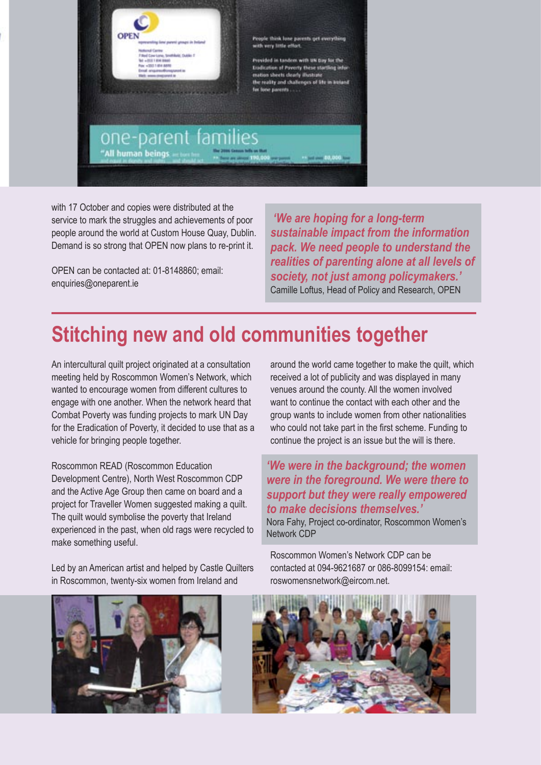with 17 October and copies were distributed at the service to mark the struggles and achievements of poor people around the world at Custom House Quay, Dublin. Demand is so strong that OPEN now plans to re-print it.

OPEN can be contacted at: 01-8148860; email: enquiries@oneparent.ie

> ***'We are hoping for a long-term sustainable impact from the information pack. We need people to understand the realities of parenting alone at all levels of society, not just among policymakers.'***
> Camille Loftus, Head of Policy and Research, OPEN

## Stitching new and old communities together

An intercultural quilt project originated at a consultation meeting held by Roscommon Women's Network, which wanted to encourage women from different cultures to engage with one another. When the network heard that Combat Poverty was funding projects to mark UN Day for the Eradication of Poverty, it decided to use that as a vehicle for bringing people together.

Roscommon READ (Roscommon Education Development Centre), North West Roscommon CDP and the Active Age Group then came on board and a project for Traveller Women suggested making a quilt. The quilt would symbolise the poverty that Ireland experienced in the past, when old rags were recycled to make something useful.

Led by an American artist and helped by Castle Quilters in Roscommon, twenty-six women from Ireland and around the world came together to make the quilt, which received a lot of publicity and was displayed in many venues around the county. All the women involved want to continue the contact with each other and the group wants to include women from other nationalities who could not take part in the first scheme. Funding to continue the project is an issue but the will is there.

> ***'We were in the background; the women were in the foreground. We were there to support but they were really empowered to make decisions themselves.'***
> Nora Fahy, Project co-ordinator, Roscommon Women's Network CDP

Roscommon Women's Network CDP can be contacted at 094-9621687 or 086-8099154: email: roswomensnetwork@eircom.net.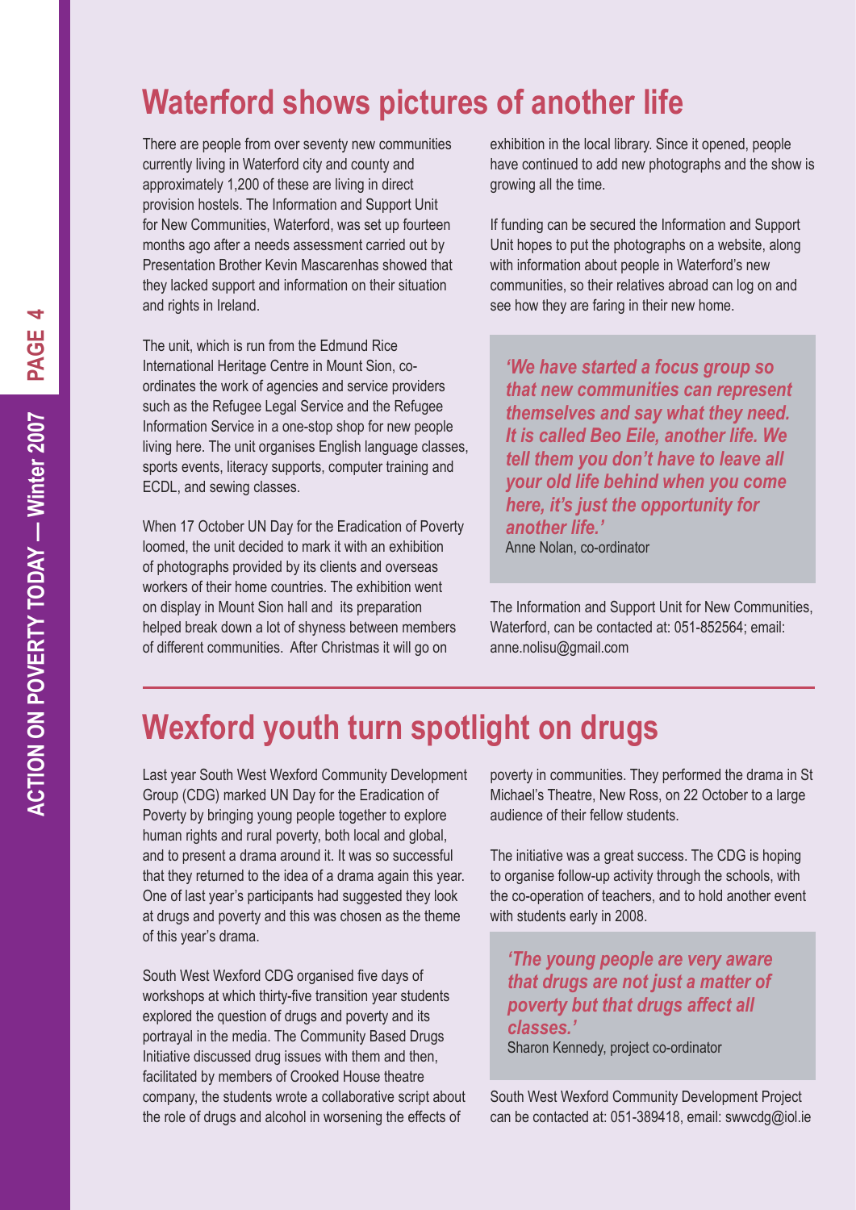# Waterford shows pictures of another life

There are people from over seventy new communities currently living in Waterford city and county and approximately 1,200 of these are living in direct provision hostels. The Information and Support Unit for New Communities, Waterford, was set up fourteen months ago after a needs assessment carried out by Presentation Brother Kevin Mascarenhas showed that they lacked support and information on their situation and rights in Ireland.

The unit, which is run from the Edmund Rice International Heritage Centre in Mount Sion, co-ordinates the work of agencies and service providers such as the Refugee Legal Service and the Refugee Information Service in a one-stop shop for new people living here. The unit organises English language classes, sports events, literacy supports, computer training and ECDL, and sewing classes.

When 17 October UN Day for the Eradication of Poverty loomed, the unit decided to mark it with an exhibition of photographs provided by its clients and overseas workers of their home countries. The exhibition went on display in Mount Sion hall and its preparation helped break down a lot of shyness between members of different communities. After Christmas it will go on exhibition in the local library. Since it opened, people have continued to add new photographs and the show is growing all the time.

If funding can be secured the Information and Support Unit hopes to put the photographs on a website, along with information about people in Waterford's new communities, so their relatives abroad can log on and see how they are faring in their new home.

> ***'We have started a focus group so that new communities can represent themselves and say what they need. It is called Beo Eile, another life. We tell them you don't have to leave all your old life behind when you come here, it's just the opportunity for another life.'***
> Anne Nolan, co-ordinator

The Information and Support Unit for New Communities, Waterford, can be contacted at: 051-852564; email: anne.nolisu@gmail.com

# Wexford youth turn spotlight on drugs

Last year South West Wexford Community Development Group (CDG) marked UN Day for the Eradication of Poverty by bringing young people together to explore human rights and rural poverty, both local and global, and to present a drama around it. It was so successful that they returned to the idea of a drama again this year. One of last year's participants had suggested they look at drugs and poverty and this was chosen as the theme of this year's drama.

South West Wexford CDG organised five days of workshops at which thirty-five transition year students explored the question of drugs and poverty and its portrayal in the media. The Community Based Drugs Initiative discussed drug issues with them and then, facilitated by members of Crooked House theatre company, the students wrote a collaborative script about the role of drugs and alcohol in worsening the effects of poverty in communities. They performed the drama in St Michael's Theatre, New Ross, on 22 October to a large audience of their fellow students.

The initiative was a great success. The CDG is hoping to organise follow-up activity through the schools, with the co-operation of teachers, and to hold another event with students early in 2008.

> ***'The young people are very aware that drugs are not just a matter of poverty but that drugs affect all classes.'***
> Sharon Kennedy, project co-ordinator

South West Wexford Community Development Project can be contacted at: 051-389418, email: swwcdg@iol.ie